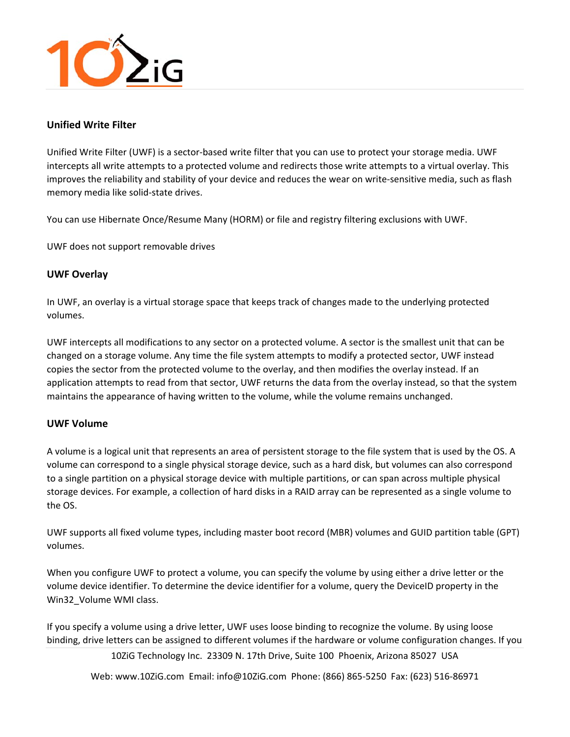## Unified Write Filter

Unified Write Filter (UWF) is a sector-based write filter that you can use to protect your storage media. UWF intercepts all write attempts to a protected volume and redirects those write attempts to a virtual overlay. This improves the reliability and stability of your device and reduces the wear on write-sensitive media, such as flash memory media like solid-state drives.

You can use Hibernate Once/Resume Many (HORM) or file and registry filtering exclusions with UWF.

UWF does not support removable drives

### UWF Overlay

In UWF, an overlay is a virtual storage space that keeps track of changes made to the underlying protected volumes.

UWF intercepts all modifications to any sector on a protected volume. A sector is the smallest unit that can be changed on a storage volume. Any time the file system attempts to modify a protected sector, UWF instead copies the sector from the protected volume to the overlay, and then modifies the overlay instead. If an application attempts to read from that sector, UWF returns the data from the overlay instead, so that the system maintains the appearance of having written to the volume, while the volume remains unchanged.

### UWF Volume

A volume is a logical unit that represents an area of persistent storage to the file system that is used by the OS. A volume can correspond to a single physical storage device, such as a hard disk, but volumes can also correspond to a single partition on a physical storage device with multiple partitions, or can span across multiple physical storage devices. For example, a collection of hard disks in a RAID array can be represented as a single volume to the OS.

UWF supports all fixed volume types, including master boot record (MBR) volumes and GUID partition table (GPT) volumes.

When you configure UWF to protect a volume, you can specify the volume by using either a drive letter or the volume device identifier. To determine the device identifier for a volume, query the DeviceID property in the Win32_Volume WMI class.

If you specify a volume using a drive letter, UWF uses loose binding to recognize the volume. By using loose binding, drive letters can be assigned to different volumes if the hardware or volume configuration changes. If you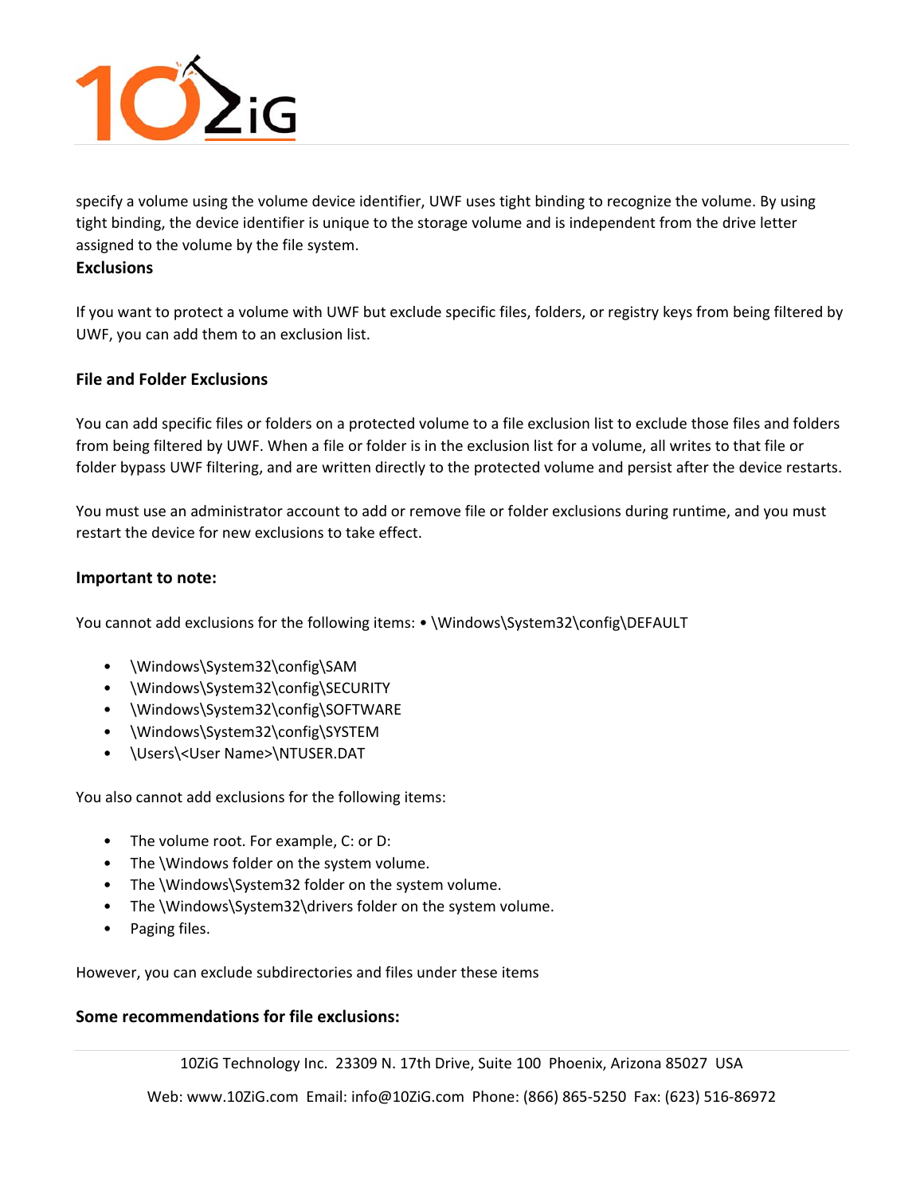specify a volume using the volume device identifier, UWF uses tight binding to recognize the volume. By using tight binding, the device identifier is unique to the storage volume and is independent from the drive letter assigned to the volume by the file system.

**Exclusions**

If you want to protect a volume with UWF but exclude specific files, folders, or registry keys from being filtered by UWF, you can add them to an exclusion list.

**File and Folder Exclusions**

You can add specific files or folders on a protected volume to a file exclusion list to exclude those files and folders from being filtered by UWF. When a file or folder is in the exclusion list for a volume, all writes to that file or folder bypass UWF filtering, and are written directly to the protected volume and persist after the device restarts.

You must use an administrator account to add or remove file or folder exclusions during runtime, and you must restart the device for new exclusions to take effect.

**Important to note:**

You cannot add exclusions for the following items: • \Windows\System32\config\DEFAULT

- \Windows\System32\config\SAM
- \Windows\System32\config\SECURITY
- \Windows\System32\config\SOFTWARE
- \Windows\System32\config\SYSTEM
- \Users\<User Name>\NTUSER.DAT

You also cannot add exclusions for the following items:

- The volume root. For example, C: or D:
- The \Windows folder on the system volume.
- The \Windows\System32 folder on the system volume.
- The \Windows\System32\drivers folder on the system volume.
- Paging files.

However, you can exclude subdirectories and files under these items

**Some recommendations for file exclusions:**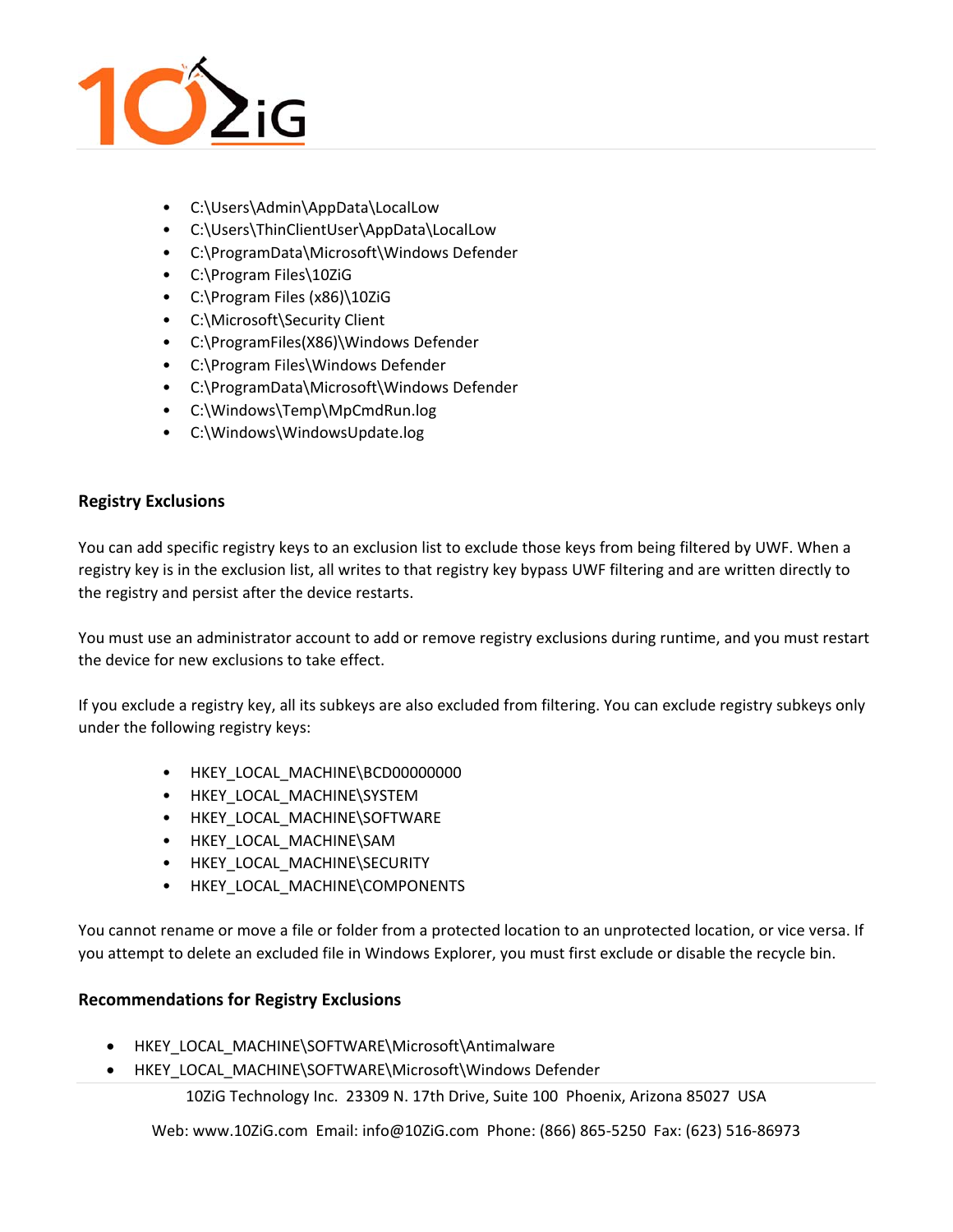- C:\Users\Admin\AppData\LocalLow
- C:\Users\ThinClientUser\AppData\LocalLow
- C:\ProgramData\Microsoft\Windows Defender
- C:\Program Files\10ZiG
- C:\Program Files (x86)\10ZiG
- C:\Microsoft\Security Client
- C:\ProgramFiles(X86)\Windows Defender
- C:\Program Files\Windows Defender
- C:\ProgramData\Microsoft\Windows Defender
- C:\Windows\Temp\MpCmdRun.log
- C:\Windows\WindowsUpdate.log

### Registry Exclusions

You can add specific registry keys to an exclusion list to exclude those keys from being filtered by UWF. When a registry key is in the exclusion list, all writes to that registry key bypass UWF filtering and are written directly to the registry and persist after the device restarts.

You must use an administrator account to add or remove registry exclusions during runtime, and you must restart the device for new exclusions to take effect.

If you exclude a registry key, all its subkeys are also excluded from filtering. You can exclude registry subkeys only under the following registry keys:

- HKEY_LOCAL_MACHINE\BCD00000000
- HKEY_LOCAL_MACHINE\SYSTEM
- HKEY_LOCAL_MACHINE\SOFTWARE
- HKEY_LOCAL_MACHINE\SAM
- HKEY_LOCAL_MACHINE\SECURITY
- HKEY_LOCAL_MACHINE\COMPONENTS

You cannot rename or move a file or folder from a protected location to an unprotected location, or vice versa. If you attempt to delete an excluded file in Windows Explorer, you must first exclude or disable the recycle bin.

### Recommendations for Registry Exclusions

- HKEY_LOCAL_MACHINE\SOFTWARE\Microsoft\Antimalware
- HKEY_LOCAL_MACHINE\SOFTWARE\Microsoft\Windows Defender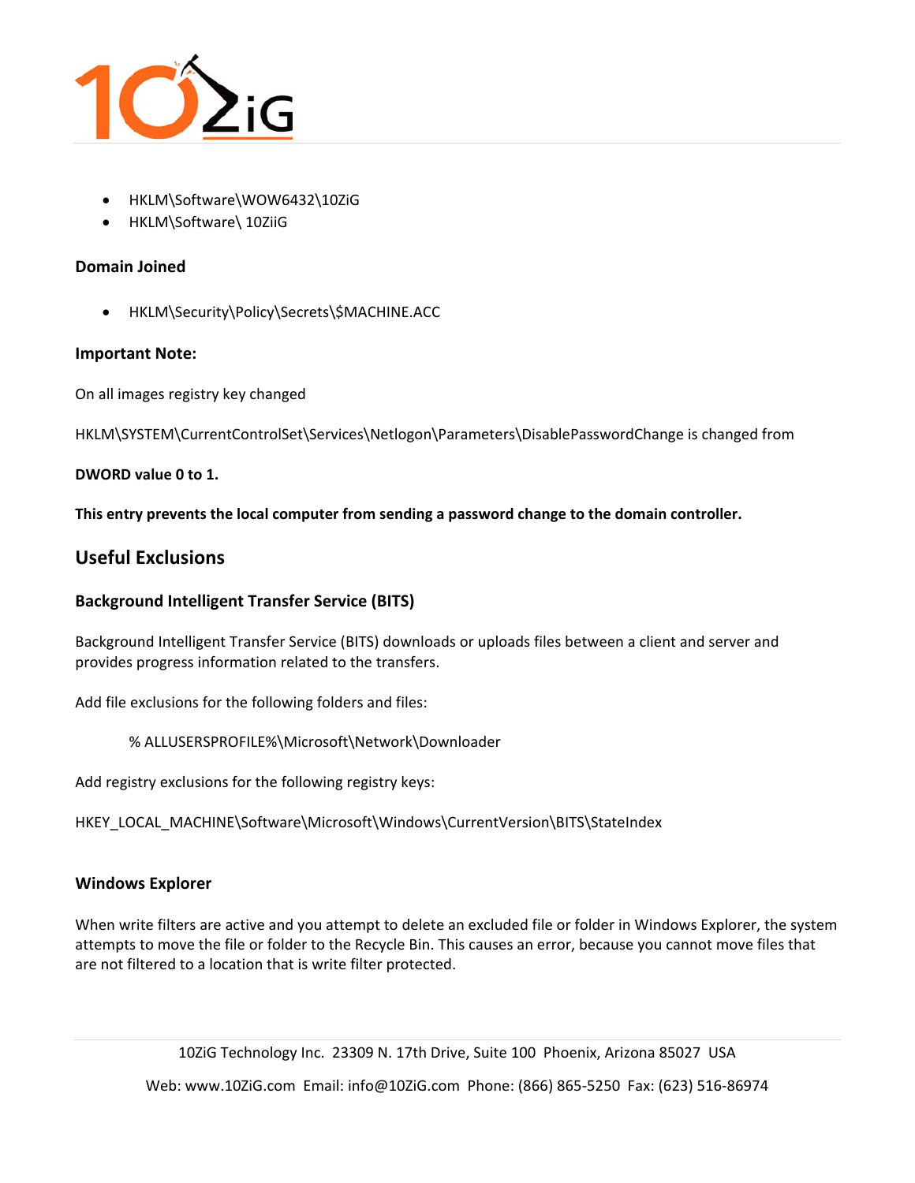- HKLM\Software\WOW6432\10ZiG
- HKLM\Software\ 10ZiiG

### Domain Joined

- HKLM\Security\Policy\Secrets\$MACHINE.ACC

### Important Note:

On all images registry key changed

HKLM\SYSTEM\CurrentControlSet\Services\Netlogon\Parameters\DisablePasswordChange is changed from

**DWORD value 0 to 1.**

**This entry prevents the local computer from sending a password change to the domain controller.**

## Useful Exclusions

### Background Intelligent Transfer Service (BITS)

Background Intelligent Transfer Service (BITS) downloads or uploads files between a client and server and provides progress information related to the transfers.

Add file exclusions for the following folders and files:

% ALLUSERSPROFILE%\Microsoft\Network\Downloader

Add registry exclusions for the following registry keys:

HKEY_LOCAL_MACHINE\Software\Microsoft\Windows\CurrentVersion\BITS\StateIndex

### Windows Explorer

When write filters are active and you attempt to delete an excluded file or folder in Windows Explorer, the system attempts to move the file or folder to the Recycle Bin. This causes an error, because you cannot move files that are not filtered to a location that is write filter protected.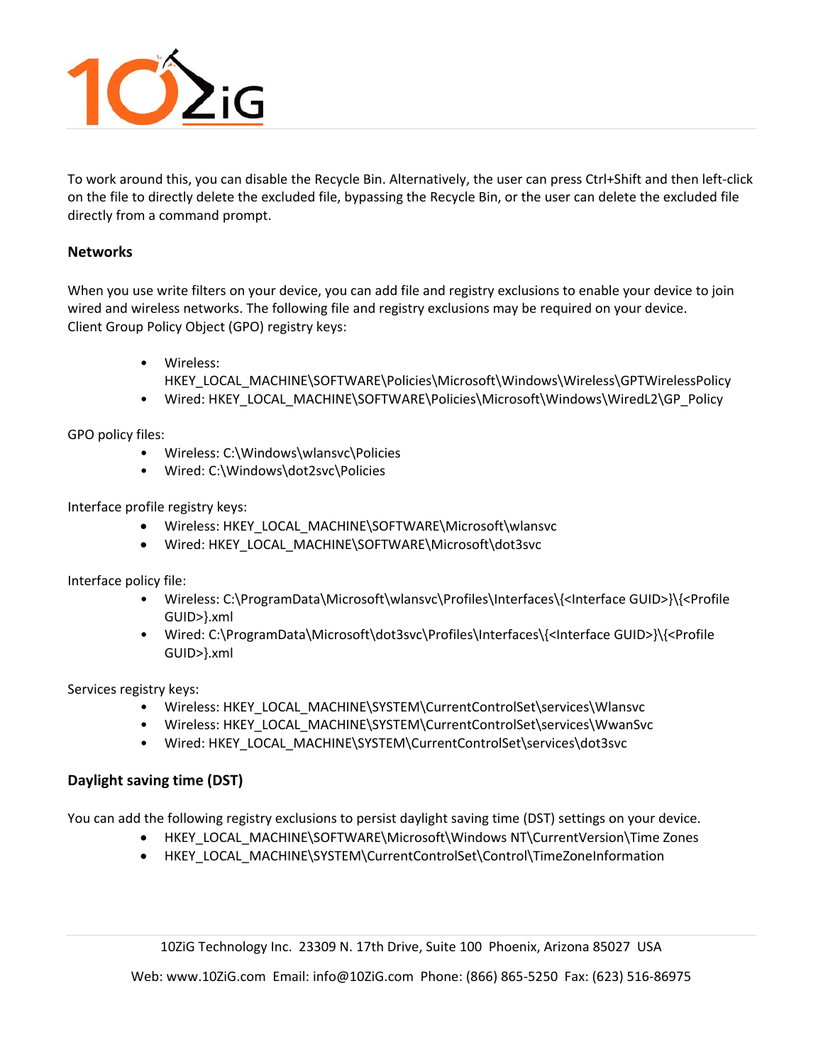To work around this, you can disable the Recycle Bin. Alternatively, the user can press Ctrl+Shift and then left-click on the file to directly delete the excluded file, bypassing the Recycle Bin, or the user can delete the excluded file directly from a command prompt.

### Networks

When you use write filters on your device, you can add file and registry exclusions to enable your device to join wired and wireless networks. The following file and registry exclusions may be required on your device.
Client Group Policy Object (GPO) registry keys:

- Wireless: HKEY_LOCAL_MACHINE\SOFTWARE\Policies\Microsoft\Windows\Wireless\GPTWirelessPolicy
- Wired: HKEY_LOCAL_MACHINE\SOFTWARE\Policies\Microsoft\Windows\WiredL2\GP_Policy

GPO policy files:

- Wireless: C:\Windows\wlansvc\Policies
- Wired: C:\Windows\dot2svc\Policies

Interface profile registry keys:

- Wireless: HKEY_LOCAL_MACHINE\SOFTWARE\Microsoft\wlansvc
- Wired: HKEY_LOCAL_MACHINE\SOFTWARE\Microsoft\dot3svc

Interface policy file:

- Wireless: C:\ProgramData\Microsoft\wlansvc\Profiles\Interfaces\{<Interface GUID>}\{<Profile GUID>}.xml
- Wired: C:\ProgramData\Microsoft\dot3svc\Profiles\Interfaces\{<Interface GUID>}\{<Profile GUID>}.xml

Services registry keys:

- Wireless: HKEY_LOCAL_MACHINE\SYSTEM\CurrentControlSet\services\Wlansvc
- Wireless: HKEY_LOCAL_MACHINE\SYSTEM\CurrentControlSet\services\WwanSvc
- Wired: HKEY_LOCAL_MACHINE\SYSTEM\CurrentControlSet\services\dot3svc

### Daylight saving time (DST)

You can add the following registry exclusions to persist daylight saving time (DST) settings on your device.

- HKEY_LOCAL_MACHINE\SOFTWARE\Microsoft\Windows NT\CurrentVersion\Time Zones
- HKEY_LOCAL_MACHINE\SYSTEM\CurrentControlSet\Control\TimeZoneInformation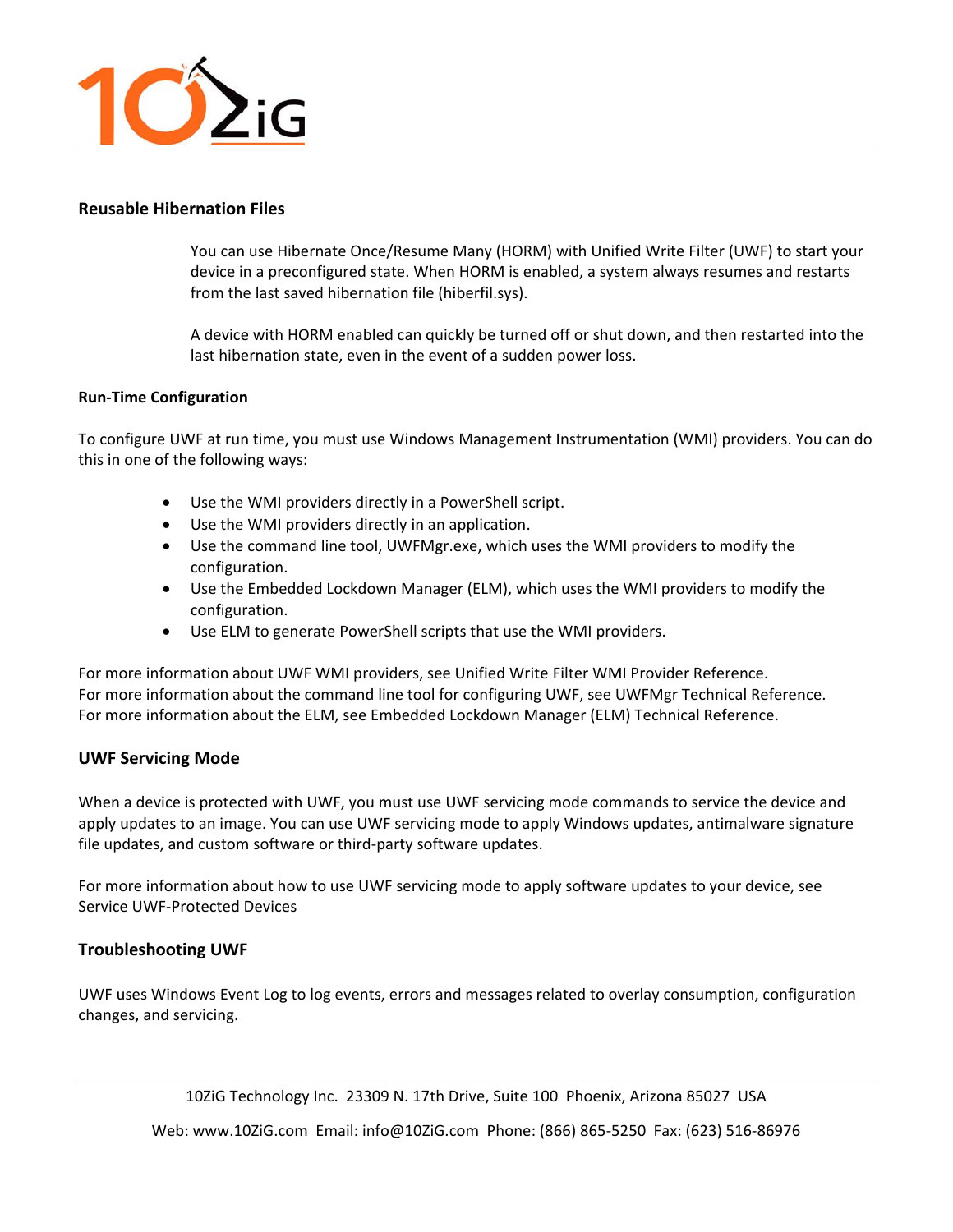## Reusable Hibernation Files

You can use Hibernate Once/Resume Many (HORM) with Unified Write Filter (UWF) to start your device in a preconfigured state. When HORM is enabled, a system always resumes and restarts from the last saved hibernation file (hiberfil.sys).

A device with HORM enabled can quickly be turned off or shut down, and then restarted into the last hibernation state, even in the event of a sudden power loss.

### Run-Time Configuration

To configure UWF at run time, you must use Windows Management Instrumentation (WMI) providers. You can do this in one of the following ways:

- Use the WMI providers directly in a PowerShell script.
- Use the WMI providers directly in an application.
- Use the command line tool, UWFMgr.exe, which uses the WMI providers to modify the configuration.
- Use the Embedded Lockdown Manager (ELM), which uses the WMI providers to modify the configuration.
- Use ELM to generate PowerShell scripts that use the WMI providers.

For more information about UWF WMI providers, see Unified Write Filter WMI Provider Reference.
For more information about the command line tool for configuring UWF, see UWFMgr Technical Reference.
For more information about the ELM, see Embedded Lockdown Manager (ELM) Technical Reference.

## UWF Servicing Mode

When a device is protected with UWF, you must use UWF servicing mode commands to service the device and apply updates to an image. You can use UWF servicing mode to apply Windows updates, antimalware signature file updates, and custom software or third-party software updates.

For more information about how to use UWF servicing mode to apply software updates to your device, see Service UWF-Protected Devices

## Troubleshooting UWF

UWF uses Windows Event Log to log events, errors and messages related to overlay consumption, configuration changes, and servicing.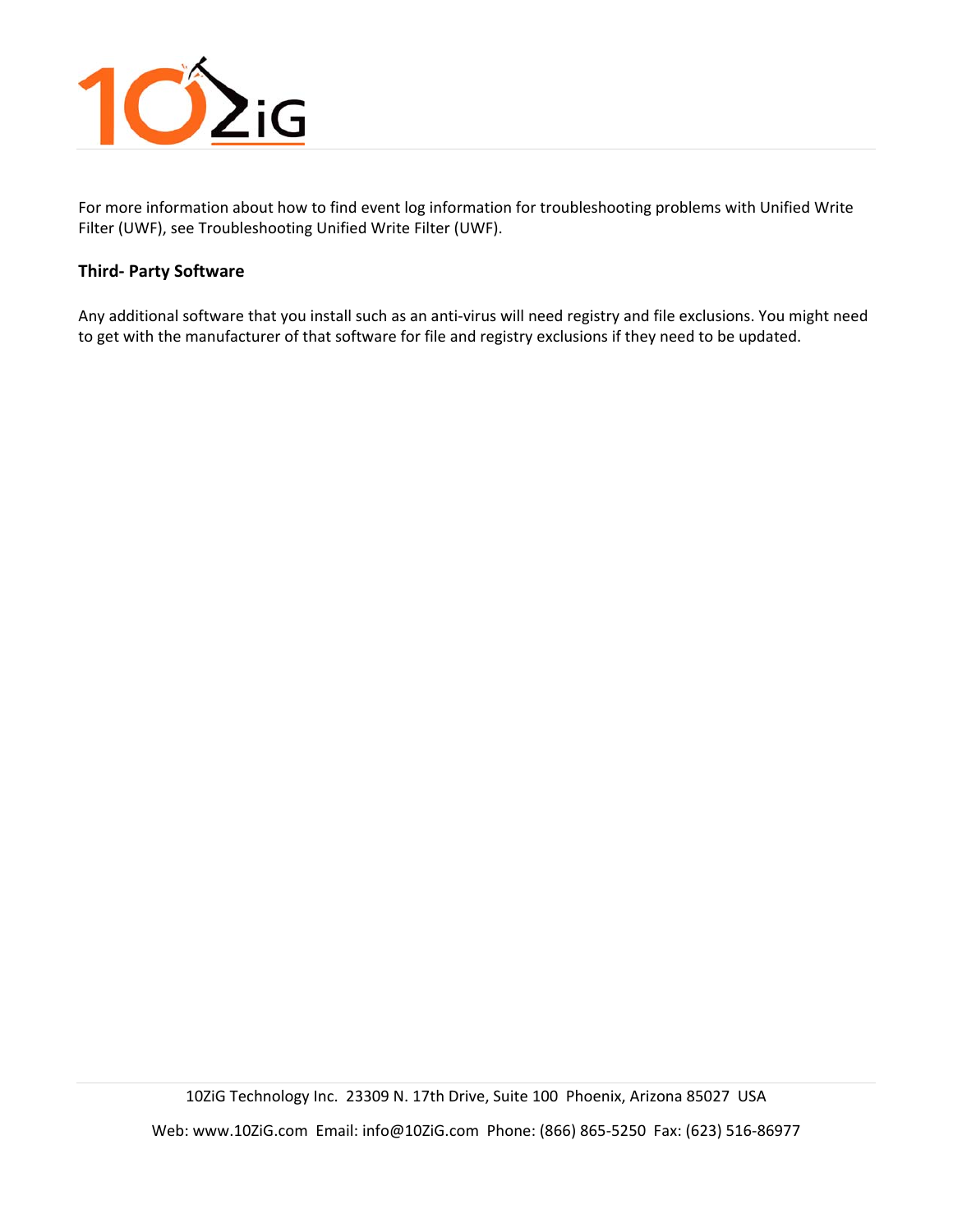For more information about how to find event log information for troubleshooting problems with Unified Write Filter (UWF), see Troubleshooting Unified Write Filter (UWF).

**Third- Party Software**

Any additional software that you install such as an anti-virus will need registry and file exclusions. You might need to get with the manufacturer of that software for file and registry exclusions if they need to be updated.